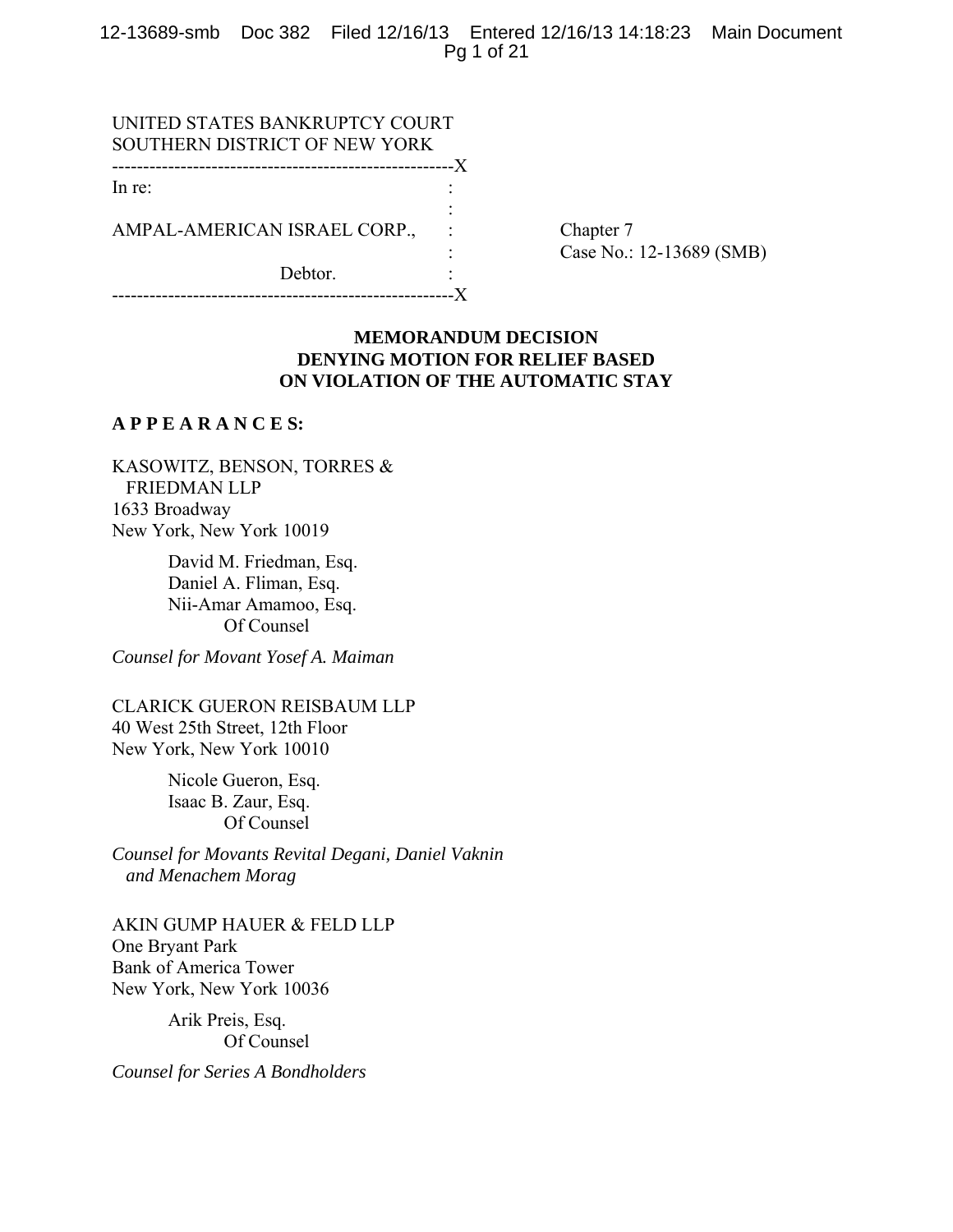UNITED STATES BANKRUPTCY COURT
SOUTHERN DISTRICT OF NEW YORK

---

In re:

AMPAL-AMERICAN ISRAEL CORP.,

Debtor.

Chapter 7
Case No.: 12-13689 (SMB)

---

**MEMORANDUM DECISION DENYING MOTION FOR RELIEF BASED ON VIOLATION OF THE AUTOMATIC STAY**

**A P P E A R A N C E S:**

KASOWITZ, BENSON, TORRES & FRIEDMAN LLP
1633 Broadway
New York, New York 10019

David M. Friedman, Esq.
Daniel A. Fliman, Esq.
Nii-Amar Amamoo, Esq.
Of Counsel

*Counsel for Movant Yosef A. Maiman*

CLARICK GUERON REISBAUM LLP
40 West 25th Street, 12th Floor
New York, New York 10010

Nicole Gueron, Esq.
Isaac B. Zaur, Esq.
Of Counsel

*Counsel for Movants Revital Degani, Daniel Vaknin and Menachem Morag*

AKIN GUMP HAUER & FELD LLP
One Bryant Park
Bank of America Tower
New York, New York 10036

Arik Preis, Esq.
Of Counsel

*Counsel for Series A Bondholders*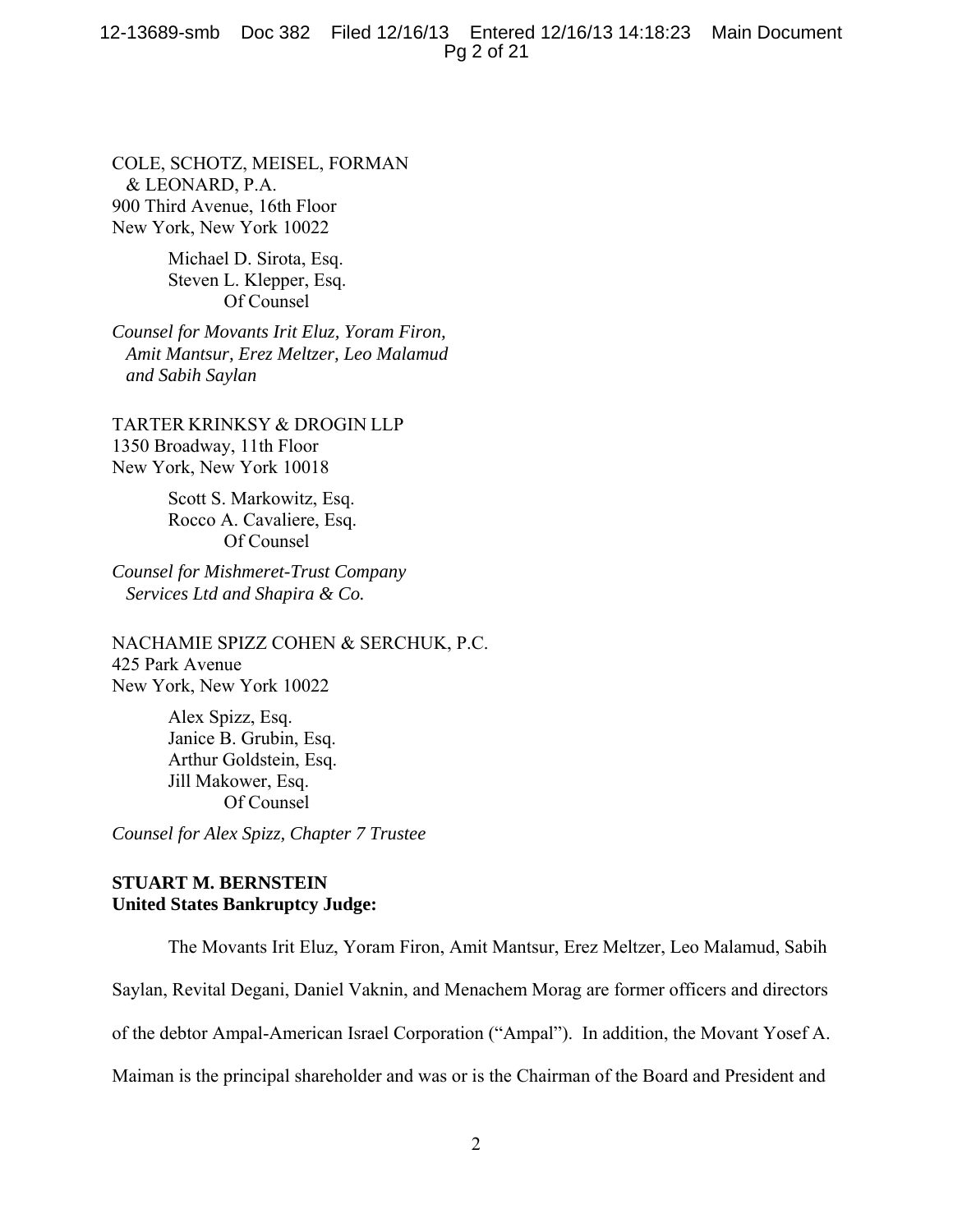COLE, SCHOTZ, MEISEL, FORMAN
& LEONARD, P.A.
900 Third Avenue, 16th Floor
New York, New York 10022

Michael D. Sirota, Esq.
Steven L. Klepper, Esq.
Of Counsel

*Counsel for Movants Irit Eluz, Yoram Firon, Amit Mantsur, Erez Meltzer, Leo Malamud and Sabih Saylan*

TARTER KRINKSY & DROGIN LLP
1350 Broadway, 11th Floor
New York, New York 10018

Scott S. Markowitz, Esq.
Rocco A. Cavaliere, Esq.
Of Counsel

*Counsel for Mishmeret-Trust Company Services Ltd and Shapira & Co.*

NACHAMIE SPIZZ COHEN & SERCHUK, P.C.
425 Park Avenue
New York, New York 10022

Alex Spizz, Esq.
Janice B. Grubin, Esq.
Arthur Goldstein, Esq.
Jill Makower, Esq.
Of Counsel

*Counsel for Alex Spizz, Chapter 7 Trustee*

**STUART M. BERNSTEIN**
**United States Bankruptcy Judge:**

The Movants Irit Eluz, Yoram Firon, Amit Mantsur, Erez Meltzer, Leo Malamud, Sabih Saylan, Revital Degani, Daniel Vaknin, and Menachem Morag are former officers and directors of the debtor Ampal-American Israel Corporation ("Ampal"). In addition, the Movant Yosef A. Maiman is the principal shareholder and was or is the Chairman of the Board and President and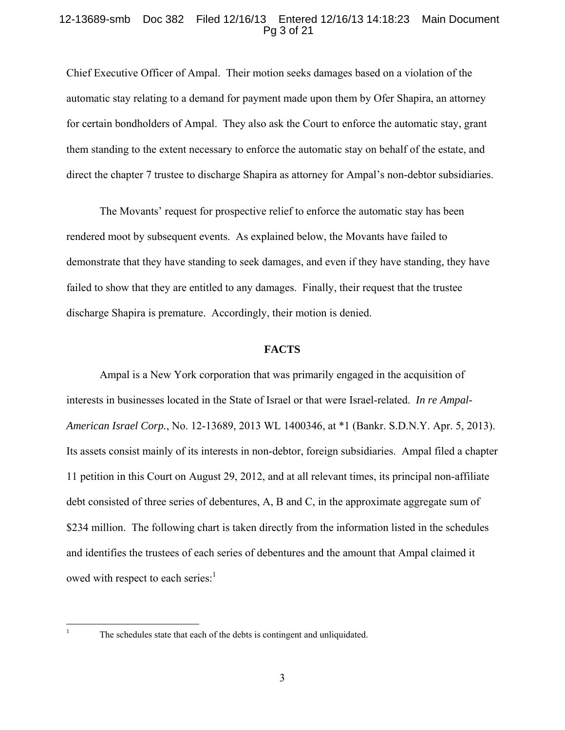Chief Executive Officer of Ampal. Their motion seeks damages based on a violation of the automatic stay relating to a demand for payment made upon them by Ofer Shapira, an attorney for certain bondholders of Ampal. They also ask the Court to enforce the automatic stay, grant them standing to the extent necessary to enforce the automatic stay on behalf of the estate, and direct the chapter 7 trustee to discharge Shapira as attorney for Ampal's non-debtor subsidiaries.

The Movants' request for prospective relief to enforce the automatic stay has been rendered moot by subsequent events. As explained below, the Movants have failed to demonstrate that they have standing to seek damages, and even if they have standing, they have failed to show that they are entitled to any damages. Finally, their request that the trustee discharge Shapira is premature. Accordingly, their motion is denied.

## FACTS

Ampal is a New York corporation that was primarily engaged in the acquisition of interests in businesses located in the State of Israel or that were Israel-related. *In re Ampal-American Israel Corp.*, No. 12-13689, 2013 WL 1400346, at *1 (Bankr. S.D.N.Y. Apr. 5, 2013). Its assets consist mainly of its interests in non-debtor, foreign subsidiaries. Ampal filed a chapter 11 petition in this Court on August 29, 2012, and at all relevant times, its principal non-affiliate debt consisted of three series of debentures, A, B and C, in the approximate aggregate sum of $234 million. The following chart is taken directly from the information listed in the schedules and identifies the trustees of each series of debentures and the amount that Ampal claimed it owed with respect to each series:[1]

---

[1] The schedules state that each of the debts is contingent and unliquidated.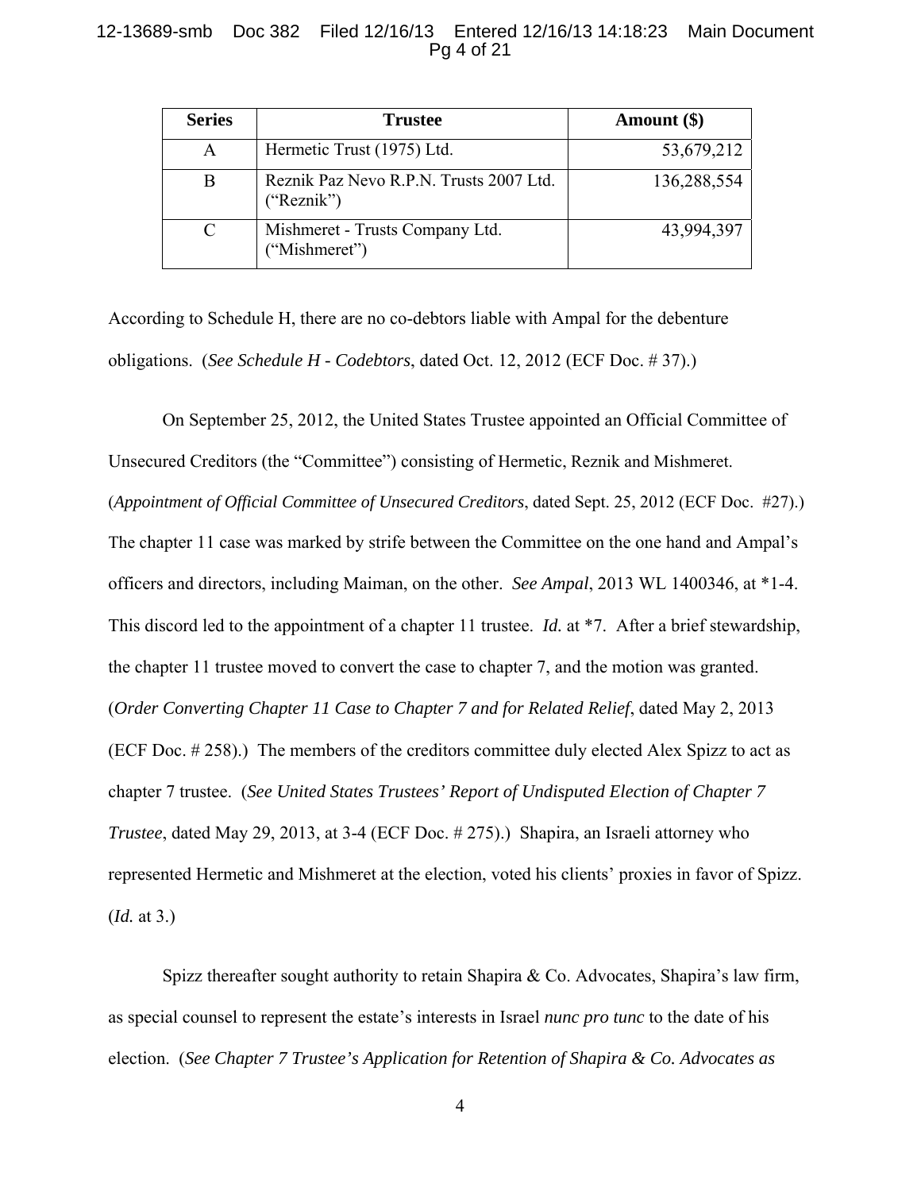| Series | Trustee | Amount ($) |
|---|---|---|
| A | Hermetic Trust (1975) Ltd. | 53,679,212 |
| B | Reznik Paz Nevo R.P.N. Trusts 2007 Ltd. ("Reznik") | 136,288,554 |
| C | Mishmeret - Trusts Company Ltd. ("Mishmeret") | 43,994,397 |

According to Schedule H, there are no co-debtors liable with Ampal for the debenture obligations. (*See Schedule H - Codebtors*, dated Oct. 12, 2012 (ECF Doc. # 37).)

On September 25, 2012, the United States Trustee appointed an Official Committee of Unsecured Creditors (the "Committee") consisting of Hermetic, Reznik and Mishmeret. (*Appointment of Official Committee of Unsecured Creditors*, dated Sept. 25, 2012 (ECF Doc. #27).) The chapter 11 case was marked by strife between the Committee on the one hand and Ampal's officers and directors, including Maiman, on the other. *See Ampal*, 2013 WL 1400346, at *1-4. This discord led to the appointment of a chapter 11 trustee. *Id.* at *7. After a brief stewardship, the chapter 11 trustee moved to convert the case to chapter 7, and the motion was granted. (*Order Converting Chapter 11 Case to Chapter 7 and for Related Relief*, dated May 2, 2013 (ECF Doc. # 258).) The members of the creditors committee duly elected Alex Spizz to act as chapter 7 trustee. (*See United States Trustees' Report of Undisputed Election of Chapter 7 Trustee*, dated May 29, 2013, at 3-4 (ECF Doc. # 275).) Shapira, an Israeli attorney who represented Hermetic and Mishmeret at the election, voted his clients' proxies in favor of Spizz. (*Id.* at 3.)

Spizz thereafter sought authority to retain Shapira & Co. Advocates, Shapira's law firm, as special counsel to represent the estate's interests in Israel *nunc pro tunc* to the date of his election. (*See Chapter 7 Trustee's Application for Retention of Shapira & Co. Advocates as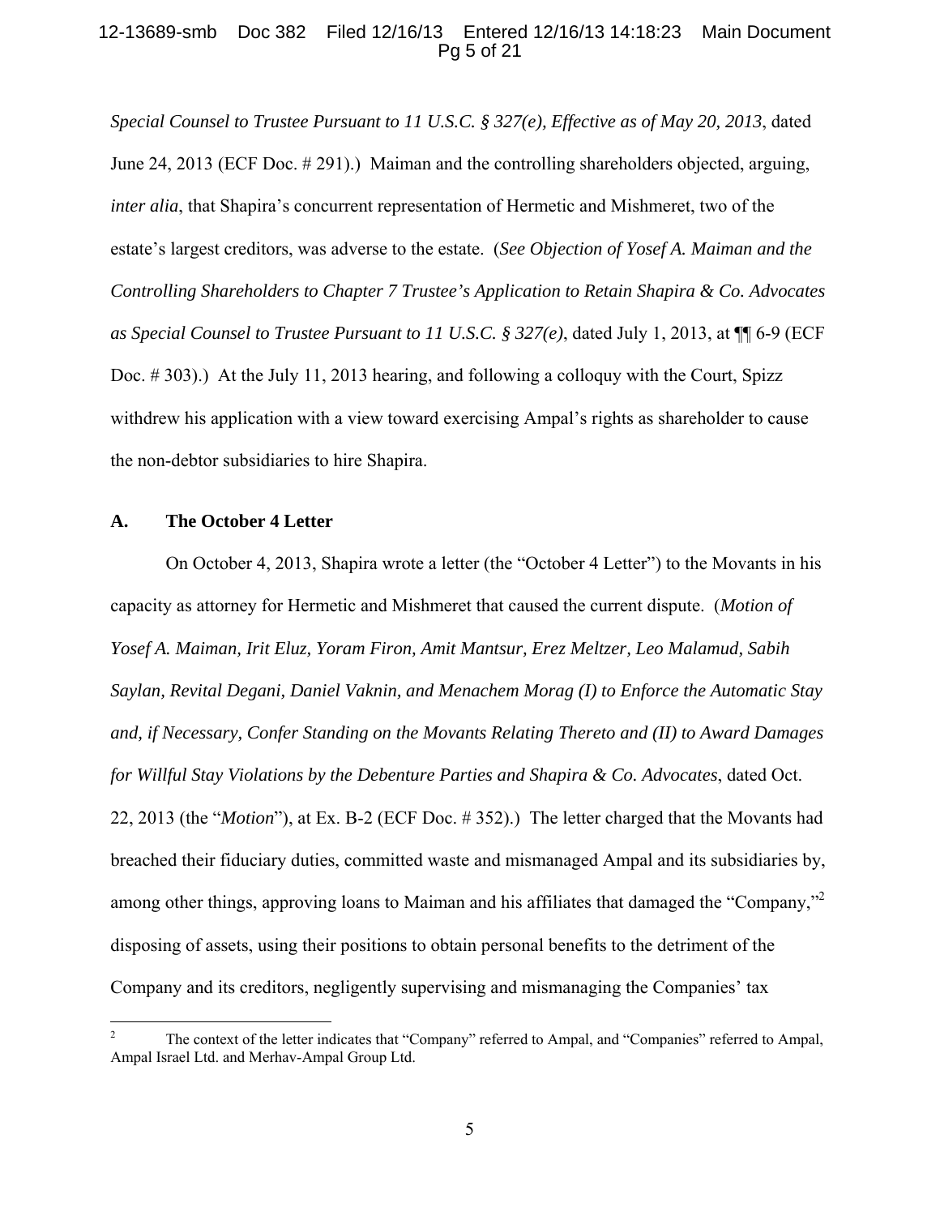*Special Counsel to Trustee Pursuant to 11 U.S.C. § 327(e), Effective as of May 20, 2013*, dated June 24, 2013 (ECF Doc. # 291).) Maiman and the controlling shareholders objected, arguing, *inter alia*, that Shapira's concurrent representation of Hermetic and Mishmeret, two of the estate's largest creditors, was adverse to the estate. (*See Objection of Yosef A. Maiman and the Controlling Shareholders to Chapter 7 Trustee's Application to Retain Shapira & Co. Advocates as Special Counsel to Trustee Pursuant to 11 U.S.C. § 327(e)*, dated July 1, 2013, at ¶¶ 6-9 (ECF Doc. # 303).) At the July 11, 2013 hearing, and following a colloquy with the Court, Spizz withdrew his application with a view toward exercising Ampal's rights as shareholder to cause the non-debtor subsidiaries to hire Shapira.

### A. The October 4 Letter

On October 4, 2013, Shapira wrote a letter (the "October 4 Letter") to the Movants in his capacity as attorney for Hermetic and Mishmeret that caused the current dispute. (*Motion of Yosef A. Maiman, Irit Eluz, Yoram Firon, Amit Mantsur, Erez Meltzer, Leo Malamud, Sabih Saylan, Revital Degani, Daniel Vaknin, and Menachem Morag (I) to Enforce the Automatic Stay and, if Necessary, Confer Standing on the Movants Relating Thereto and (II) to Award Damages for Willful Stay Violations by the Debenture Parties and Shapira & Co. Advocates*, dated Oct. 22, 2013 (the "*Motion*"), at Ex. B-2 (ECF Doc. # 352).) The letter charged that the Movants had breached their fiduciary duties, committed waste and mismanaged Ampal and its subsidiaries by, among other things, approving loans to Maiman and his affiliates that damaged the "Company,"[2] disposing of assets, using their positions to obtain personal benefits to the detriment of the Company and its creditors, negligently supervising and mismanaging the Companies' tax

[2] The context of the letter indicates that "Company" referred to Ampal, and "Companies" referred to Ampal, Ampal Israel Ltd. and Merhav-Ampal Group Ltd.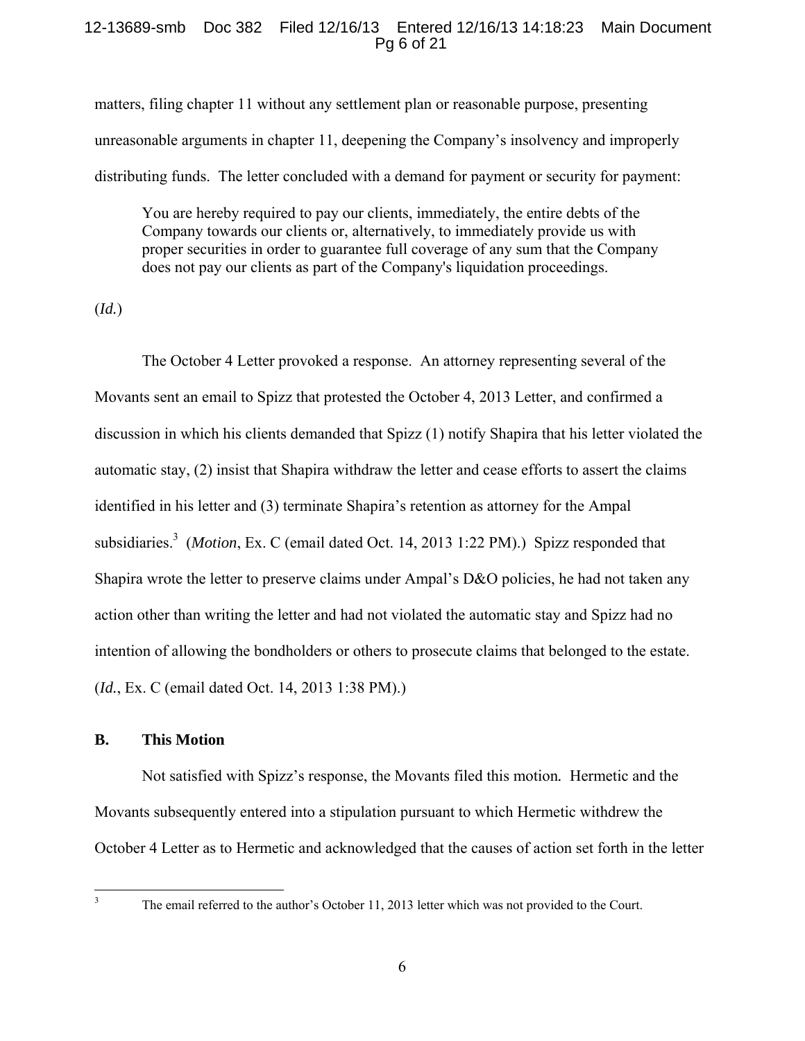matters, filing chapter 11 without any settlement plan or reasonable purpose, presenting unreasonable arguments in chapter 11, deepening the Company's insolvency and improperly distributing funds. The letter concluded with a demand for payment or security for payment:

> You are hereby required to pay our clients, immediately, the entire debts of the Company towards our clients or, alternatively, to immediately provide us with proper securities in order to guarantee full coverage of any sum that the Company does not pay our clients as part of the Company's liquidation proceedings.

(*Id.*)

The October 4 Letter provoked a response. An attorney representing several of the Movants sent an email to Spizz that protested the October 4, 2013 Letter, and confirmed a discussion in which his clients demanded that Spizz (1) notify Shapira that his letter violated the automatic stay, (2) insist that Shapira withdraw the letter and cease efforts to assert the claims identified in his letter and (3) terminate Shapira's retention as attorney for the Ampal subsidiaries.[3] (*Motion*, Ex. C (email dated Oct. 14, 2013 1:22 PM).) Spizz responded that Shapira wrote the letter to preserve claims under Ampal's D&O policies, he had not taken any action other than writing the letter and had not violated the automatic stay and Spizz had no intention of allowing the bondholders or others to prosecute claims that belonged to the estate. (*Id.*, Ex. C (email dated Oct. 14, 2013 1:38 PM).)

## B. This Motion

Not satisfied with Spizz's response, the Movants filed this motion. Hermetic and the Movants subsequently entered into a stipulation pursuant to which Hermetic withdrew the October 4 Letter as to Hermetic and acknowledged that the causes of action set forth in the letter

[3] The email referred to the author's October 11, 2013 letter which was not provided to the Court.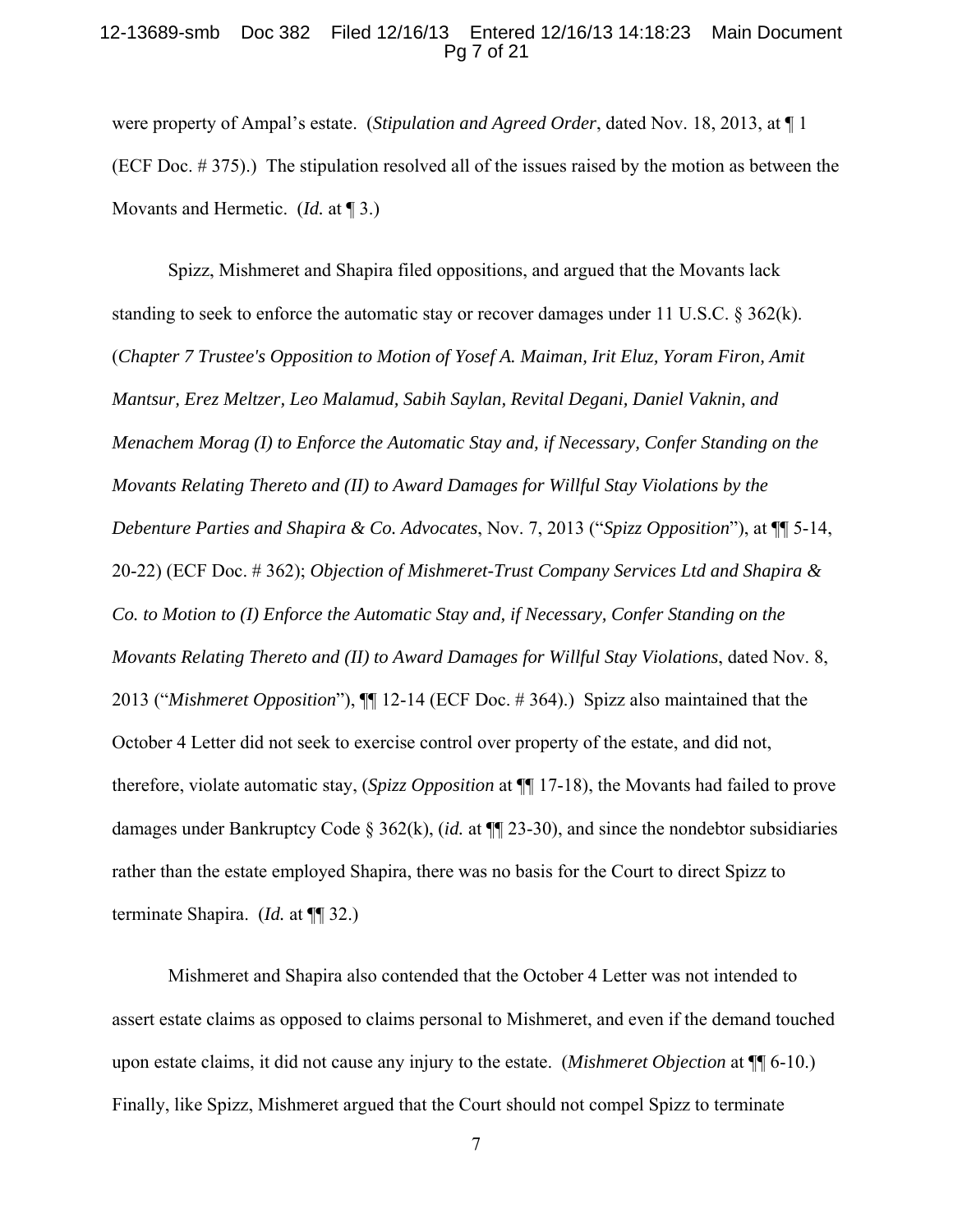were property of Ampal's estate. (*Stipulation and Agreed Order*, dated Nov. 18, 2013, at ¶ 1 (ECF Doc. # 375).) The stipulation resolved all of the issues raised by the motion as between the Movants and Hermetic. (*Id.* at ¶ 3.)

Spizz, Mishmeret and Shapira filed oppositions, and argued that the Movants lack standing to seek to enforce the automatic stay or recover damages under 11 U.S.C. § 362(k). (*Chapter 7 Trustee's Opposition to Motion of Yosef A. Maiman, Irit Eluz, Yoram Firon, Amit Mantsur, Erez Meltzer, Leo Malamud, Sabih Saylan, Revital Degani, Daniel Vaknin, and Menachem Morag (I) to Enforce the Automatic Stay and, if Necessary, Confer Standing on the Movants Relating Thereto and (II) to Award Damages for Willful Stay Violations by the Debenture Parties and Shapira & Co. Advocates*, Nov. 7, 2013 ("*Spizz Opposition*"), at ¶¶ 5-14, 20-22) (ECF Doc. # 362); *Objection of Mishmeret-Trust Company Services Ltd and Shapira & Co. to Motion to (I) Enforce the Automatic Stay and, if Necessary, Confer Standing on the Movants Relating Thereto and (II) to Award Damages for Willful Stay Violations*, dated Nov. 8, 2013 ("*Mishmeret Opposition*"), ¶¶ 12-14 (ECF Doc. # 364).) Spizz also maintained that the October 4 Letter did not seek to exercise control over property of the estate, and did not, therefore, violate automatic stay, (*Spizz Opposition* at ¶¶ 17-18), the Movants had failed to prove damages under Bankruptcy Code § 362(k), (*id.* at ¶¶ 23-30), and since the nondebtor subsidiaries rather than the estate employed Shapira, there was no basis for the Court to direct Spizz to terminate Shapira. (*Id.* at ¶¶ 32.)

Mishmeret and Shapira also contended that the October 4 Letter was not intended to assert estate claims as opposed to claims personal to Mishmeret, and even if the demand touched upon estate claims, it did not cause any injury to the estate. (*Mishmeret Objection* at ¶¶ 6-10.) Finally, like Spizz, Mishmeret argued that the Court should not compel Spizz to terminate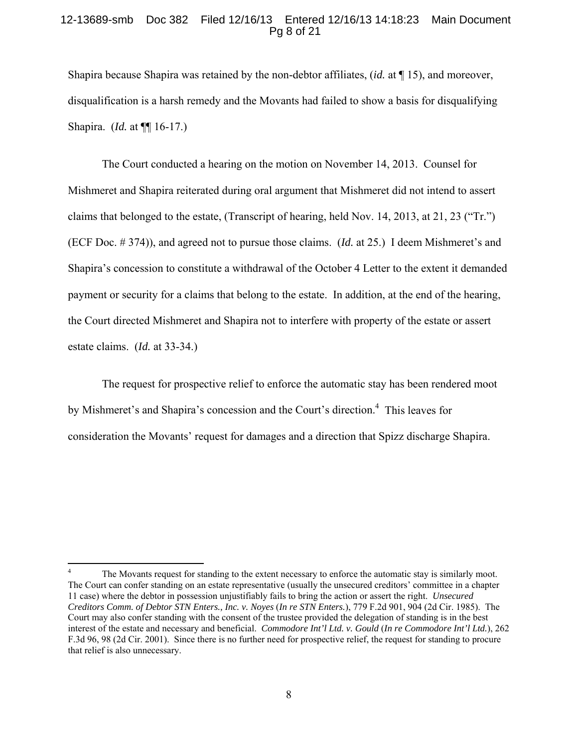Shapira because Shapira was retained by the non-debtor affiliates, (*id.* at ¶ 15), and moreover, disqualification is a harsh remedy and the Movants had failed to show a basis for disqualifying Shapira. (*Id.* at ¶¶ 16-17.)

The Court conducted a hearing on the motion on November 14, 2013. Counsel for Mishmeret and Shapira reiterated during oral argument that Mishmeret did not intend to assert claims that belonged to the estate, (Transcript of hearing, held Nov. 14, 2013, at 21, 23 ("Tr.") (ECF Doc. # 374)), and agreed not to pursue those claims. (*Id.* at 25.) I deem Mishmeret's and Shapira's concession to constitute a withdrawal of the October 4 Letter to the extent it demanded payment or security for a claims that belong to the estate. In addition, at the end of the hearing, the Court directed Mishmeret and Shapira not to interfere with property of the estate or assert estate claims. (*Id.* at 33-34.)

The request for prospective relief to enforce the automatic stay has been rendered moot by Mishmeret's and Shapira's concession and the Court's direction.[4] This leaves for consideration the Movants' request for damages and a direction that Spizz discharge Shapira.

---

[4] The Movants request for standing to the extent necessary to enforce the automatic stay is similarly moot. The Court can confer standing on an estate representative (usually the unsecured creditors' committee in a chapter 11 case) where the debtor in possession unjustifiably fails to bring the action or assert the right. *Unsecured Creditors Comm. of Debtor STN Enters., Inc. v. Noyes* (*In re STN Enters.*), 779 F.2d 901, 904 (2d Cir. 1985). The Court may also confer standing with the consent of the trustee provided the delegation of standing is in the best interest of the estate and necessary and beneficial. *Commodore Int'l Ltd. v. Gould* (*In re Commodore Int'l Ltd.*), 262 F.3d 96, 98 (2d Cir. 2001). Since there is no further need for prospective relief, the request for standing to procure that relief is also unnecessary.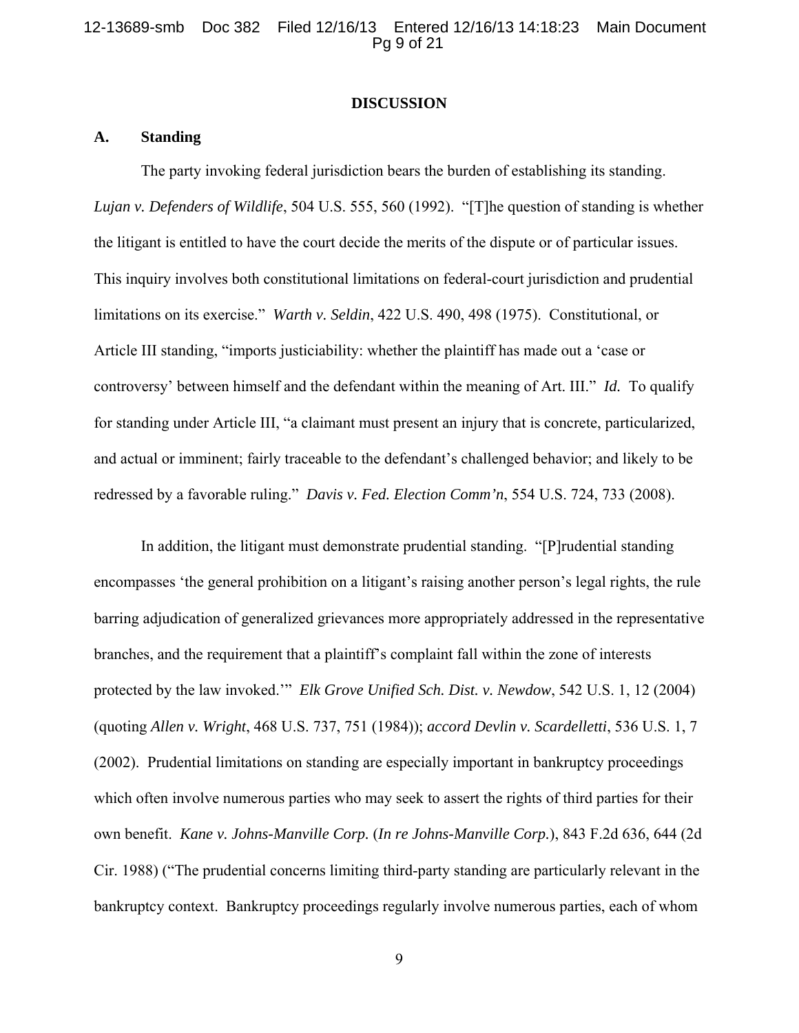## DISCUSSION

### A. Standing

The party invoking federal jurisdiction bears the burden of establishing its standing. *Lujan v. Defenders of Wildlife*, 504 U.S. 555, 560 (1992). "[T]he question of standing is whether the litigant is entitled to have the court decide the merits of the dispute or of particular issues. This inquiry involves both constitutional limitations on federal-court jurisdiction and prudential limitations on its exercise." *Warth v. Seldin*, 422 U.S. 490, 498 (1975). Constitutional, or Article III standing, "imports justiciability: whether the plaintiff has made out a 'case or controversy' between himself and the defendant within the meaning of Art. III." *Id.* To qualify for standing under Article III, "a claimant must present an injury that is concrete, particularized, and actual or imminent; fairly traceable to the defendant's challenged behavior; and likely to be redressed by a favorable ruling." *Davis v. Fed. Election Comm'n*, 554 U.S. 724, 733 (2008).

In addition, the litigant must demonstrate prudential standing. "[P]rudential standing encompasses 'the general prohibition on a litigant's raising another person's legal rights, the rule barring adjudication of generalized grievances more appropriately addressed in the representative branches, and the requirement that a plaintiff's complaint fall within the zone of interests protected by the law invoked.'" *Elk Grove Unified Sch. Dist. v. Newdow*, 542 U.S. 1, 12 (2004) (quoting *Allen v. Wright*, 468 U.S. 737, 751 (1984)); *accord Devlin v. Scardelletti*, 536 U.S. 1, 7 (2002). Prudential limitations on standing are especially important in bankruptcy proceedings which often involve numerous parties who may seek to assert the rights of third parties for their own benefit. *Kane v. Johns-Manville Corp.* (*In re Johns-Manville Corp.*), 843 F.2d 636, 644 (2d Cir. 1988) ("The prudential concerns limiting third-party standing are particularly relevant in the bankruptcy context. Bankruptcy proceedings regularly involve numerous parties, each of whom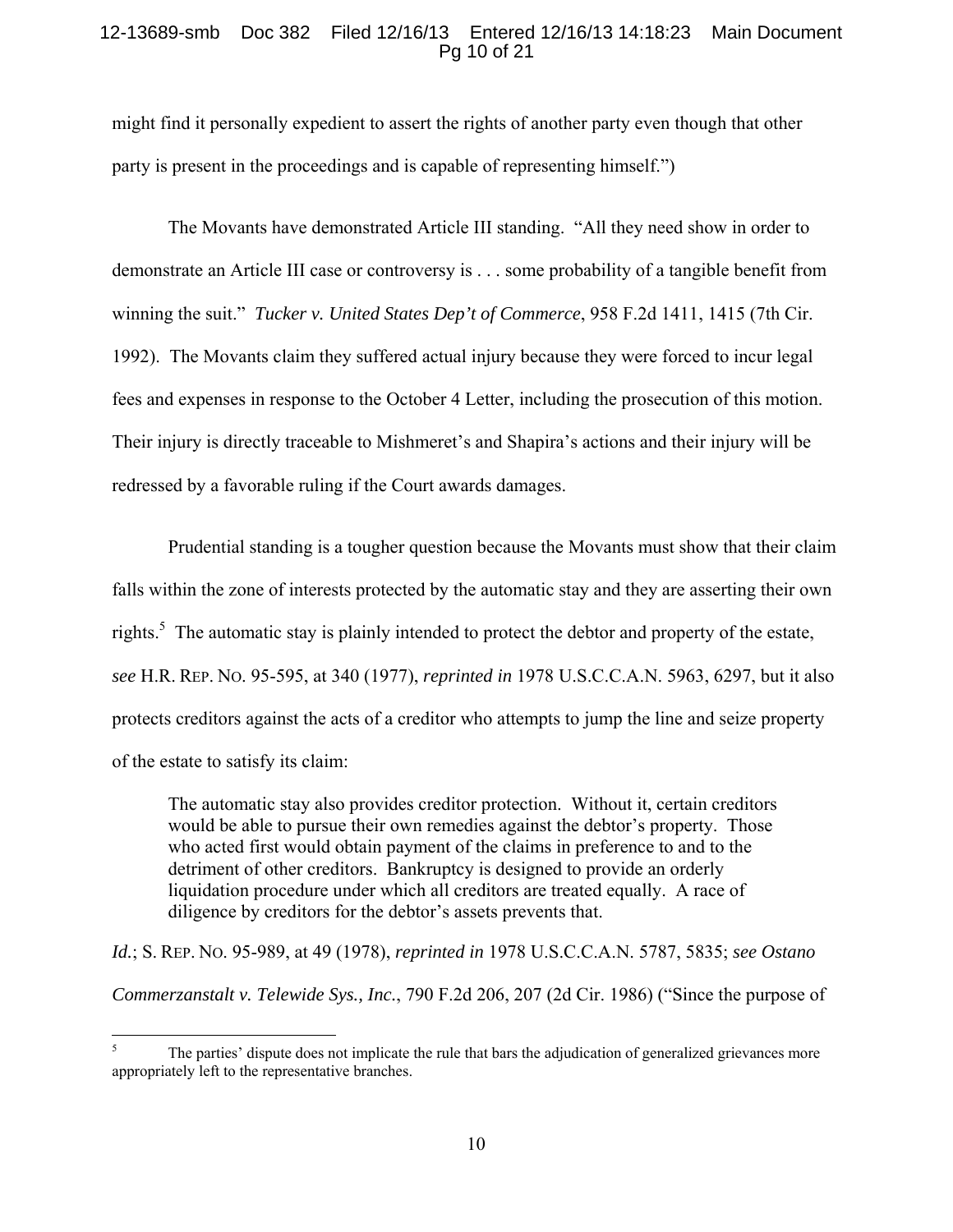might find it personally expedient to assert the rights of another party even though that other party is present in the proceedings and is capable of representing himself.")

The Movants have demonstrated Article III standing. "All they need show in order to demonstrate an Article III case or controversy is . . . some probability of a tangible benefit from winning the suit." *Tucker v. United States Dep't of Commerce*, 958 F.2d 1411, 1415 (7th Cir. 1992). The Movants claim they suffered actual injury because they were forced to incur legal fees and expenses in response to the October 4 Letter, including the prosecution of this motion. Their injury is directly traceable to Mishmeret's and Shapira's actions and their injury will be redressed by a favorable ruling if the Court awards damages.

Prudential standing is a tougher question because the Movants must show that their claim falls within the zone of interests protected by the automatic stay and they are asserting their own rights.[5] The automatic stay is plainly intended to protect the debtor and property of the estate, *see* H.R. REP. NO. 95-595, at 340 (1977), *reprinted in* 1978 U.S.C.C.A.N. 5963, 6297, but it also protects creditors against the acts of a creditor who attempts to jump the line and seize property of the estate to satisfy its claim:

> The automatic stay also provides creditor protection. Without it, certain creditors would be able to pursue their own remedies against the debtor's property. Those who acted first would obtain payment of the claims in preference to and to the detriment of other creditors. Bankruptcy is designed to provide an orderly liquidation procedure under which all creditors are treated equally. A race of diligence by creditors for the debtor's assets prevents that.

*Id.*; S. REP. NO. 95-989, at 49 (1978), *reprinted in* 1978 U.S.C.C.A.N. 5787, 5835; *see Ostano Commerzanstalt v. Telewide Sys., Inc.*, 790 F.2d 206, 207 (2d Cir. 1986) ("Since the purpose of

---

[5] The parties' dispute does not implicate the rule that bars the adjudication of generalized grievances more appropriately left to the representative branches.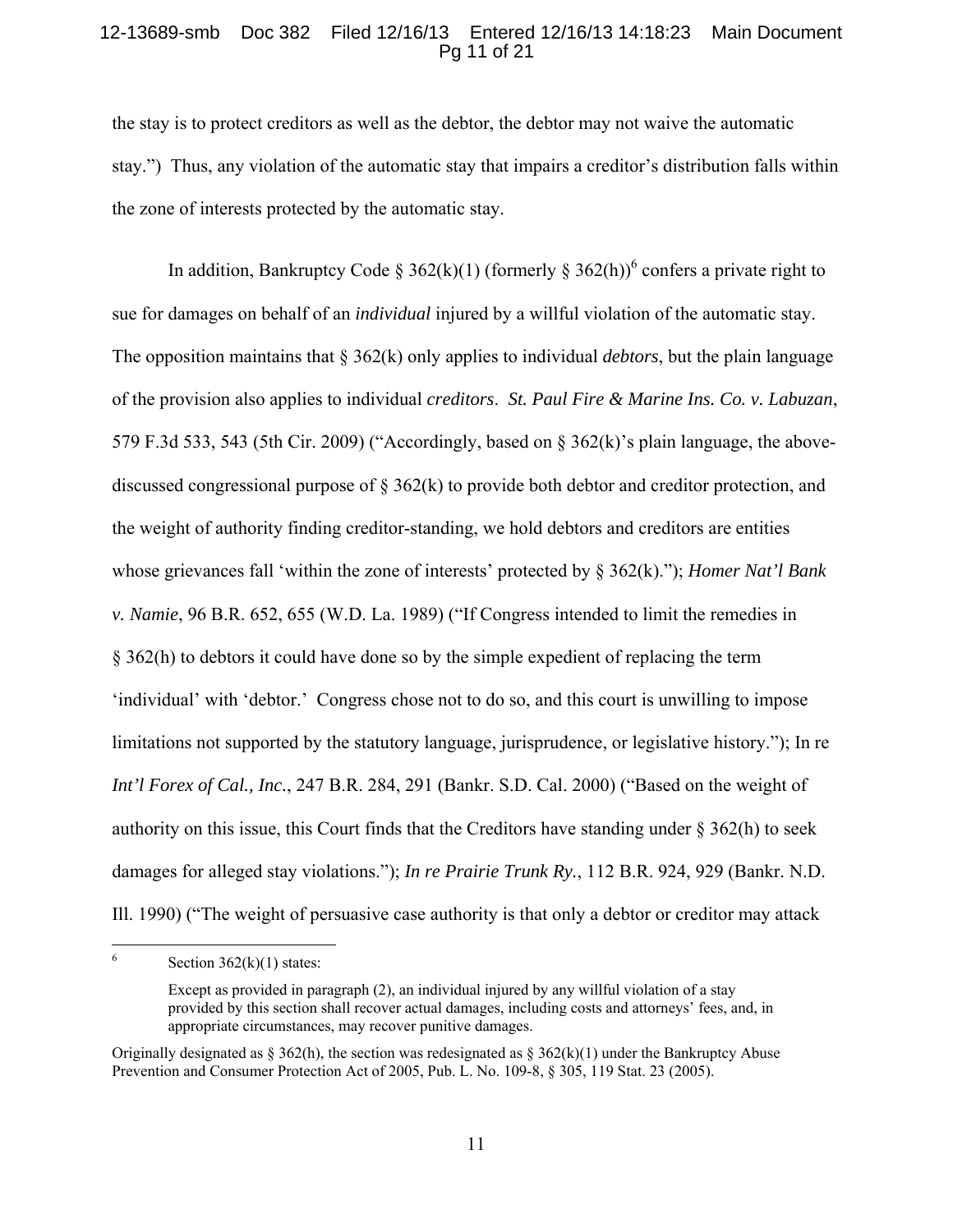the stay is to protect creditors as well as the debtor, the debtor may not waive the automatic stay.") Thus, any violation of the automatic stay that impairs a creditor's distribution falls within the zone of interests protected by the automatic stay.

In addition, Bankruptcy Code § 362(k)(1) (formerly § 362(h))[6] confers a private right to sue for damages on behalf of an *individual* injured by a willful violation of the automatic stay. The opposition maintains that § 362(k) only applies to individual *debtors*, but the plain language of the provision also applies to individual *creditors*. *St. Paul Fire & Marine Ins. Co. v. Labuzan*, 579 F.3d 533, 543 (5th Cir. 2009) ("Accordingly, based on § 362(k)'s plain language, the above-discussed congressional purpose of § 362(k) to provide both debtor and creditor protection, and the weight of authority finding creditor-standing, we hold debtors and creditors are entities whose grievances fall 'within the zone of interests' protected by § 362(k)."); *Homer Nat'l Bank v. Namie*, 96 B.R. 652, 655 (W.D. La. 1989) ("If Congress intended to limit the remedies in § 362(h) to debtors it could have done so by the simple expedient of replacing the term 'individual' with 'debtor.' Congress chose not to do so, and this court is unwilling to impose limitations not supported by the statutory language, jurisprudence, or legislative history."); In re *Int'l Forex of Cal., Inc.*, 247 B.R. 284, 291 (Bankr. S.D. Cal. 2000) ("Based on the weight of authority on this issue, this Court finds that the Creditors have standing under § 362(h) to seek damages for alleged stay violations."); *In re Prairie Trunk Ry.*, 112 B.R. 924, 929 (Bankr. N.D. Ill. 1990) ("The weight of persuasive case authority is that only a debtor or creditor may attack

---

[6] Section 362(k)(1) states:

> Except as provided in paragraph (2), an individual injured by any willful violation of a stay provided by this section shall recover actual damages, including costs and attorneys' fees, and, in appropriate circumstances, may recover punitive damages.

Originally designated as § 362(h), the section was redesignated as § 362(k)(1) under the Bankruptcy Abuse Prevention and Consumer Protection Act of 2005, Pub. L. No. 109-8, § 305, 119 Stat. 23 (2005).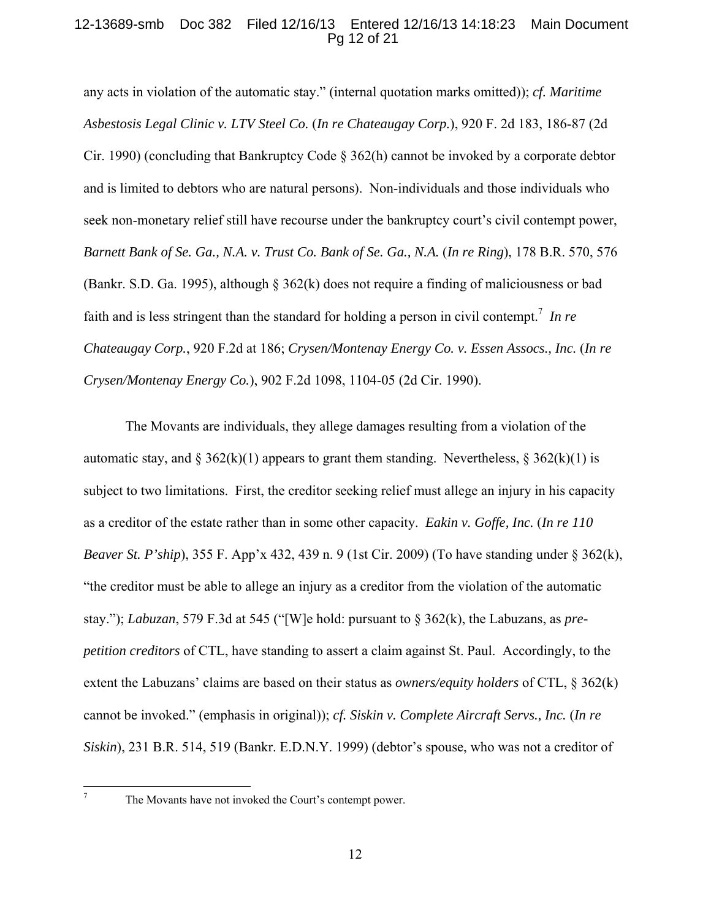any acts in violation of the automatic stay." (internal quotation marks omitted)); *cf. Maritime Asbestosis Legal Clinic v. LTV Steel Co.* (*In re Chateaugay Corp.*), 920 F. 2d 183, 186-87 (2d Cir. 1990) (concluding that Bankruptcy Code § 362(h) cannot be invoked by a corporate debtor and is limited to debtors who are natural persons). Non-individuals and those individuals who seek non-monetary relief still have recourse under the bankruptcy court's civil contempt power, *Barnett Bank of Se. Ga., N.A. v. Trust Co. Bank of Se. Ga., N.A.* (*In re Ring*), 178 B.R. 570, 576 (Bankr. S.D. Ga. 1995), although § 362(k) does not require a finding of maliciousness or bad faith and is less stringent than the standard for holding a person in civil contempt.[7] *In re Chateaugay Corp.*, 920 F.2d at 186; *Crysen/Montenay Energy Co. v. Essen Assocs., Inc.* (*In re Crysen/Montenay Energy Co.*), 902 F.2d 1098, 1104-05 (2d Cir. 1990).

The Movants are individuals, they allege damages resulting from a violation of the automatic stay, and § 362(k)(1) appears to grant them standing. Nevertheless, § 362(k)(1) is subject to two limitations. First, the creditor seeking relief must allege an injury in his capacity as a creditor of the estate rather than in some other capacity. *Eakin v. Goffe, Inc.* (*In re 110 Beaver St. P'ship*), 355 F. App'x 432, 439 n. 9 (1st Cir. 2009) (To have standing under § 362(k), "the creditor must be able to allege an injury as a creditor from the violation of the automatic stay."); *Labuzan*, 579 F.3d at 545 ("[W]e hold: pursuant to § 362(k), the Labuzans, as *pre-petition creditors* of CTL, have standing to assert a claim against St. Paul. Accordingly, to the extent the Labuzans' claims are based on their status as *owners/equity holders* of CTL, § 362(k) cannot be invoked." (emphasis in original)); *cf. Siskin v. Complete Aircraft Servs., Inc.* (*In re Siskin*), 231 B.R. 514, 519 (Bankr. E.D.N.Y. 1999) (debtor's spouse, who was not a creditor of

---

[7] The Movants have not invoked the Court's contempt power.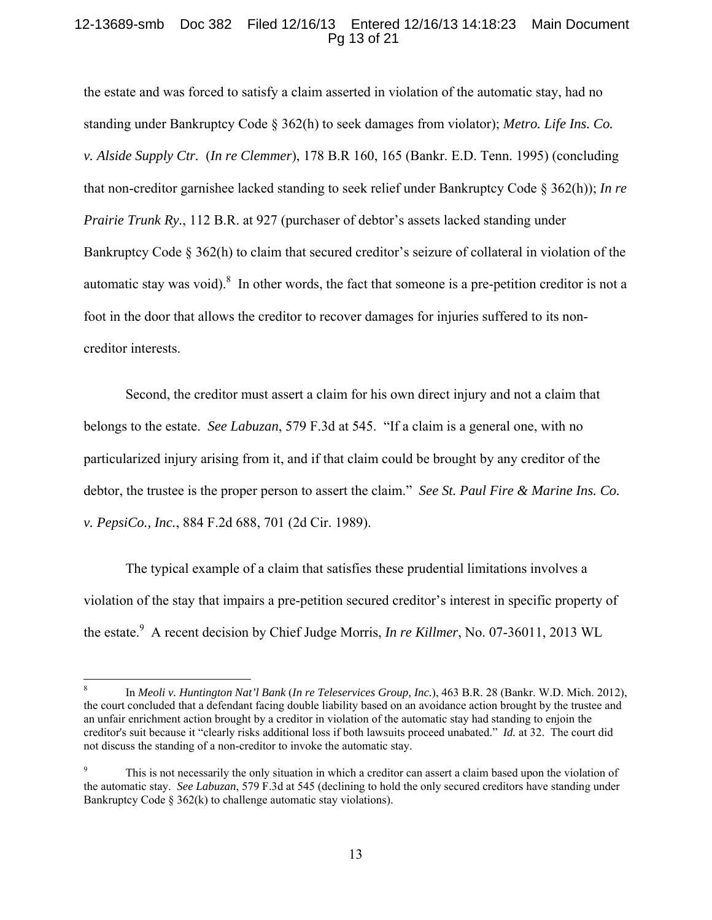the estate and was forced to satisfy a claim asserted in violation of the automatic stay, had no standing under Bankruptcy Code § 362(h) to seek damages from violator); *Metro. Life Ins. Co. v. Alside Supply Ctr.* (*In re Clemmer*), 178 B.R 160, 165 (Bankr. E.D. Tenn. 1995) (concluding that non-creditor garnishee lacked standing to seek relief under Bankruptcy Code § 362(h)); *In re Prairie Trunk Ry.*, 112 B.R. at 927 (purchaser of debtor's assets lacked standing under Bankruptcy Code § 362(h) to claim that secured creditor's seizure of collateral in violation of the automatic stay was void).[8] In other words, the fact that someone is a pre-petition creditor is not a foot in the door that allows the creditor to recover damages for injuries suffered to its non-creditor interests.

Second, the creditor must assert a claim for his own direct injury and not a claim that belongs to the estate. *See Labuzan*, 579 F.3d at 545. "If a claim is a general one, with no particularized injury arising from it, and if that claim could be brought by any creditor of the debtor, the trustee is the proper person to assert the claim." *See St. Paul Fire & Marine Ins. Co. v. PepsiCo., Inc.*, 884 F.2d 688, 701 (2d Cir. 1989).

The typical example of a claim that satisfies these prudential limitations involves a violation of the stay that impairs a pre-petition secured creditor's interest in specific property of the estate.[9] A recent decision by Chief Judge Morris, *In re Killmer*, No. 07-36011, 2013 WL

---

[8] In *Meoli v. Huntington Nat'l Bank* (*In re Teleservices Group, Inc.*), 463 B.R. 28 (Bankr. W.D. Mich. 2012), the court concluded that a defendant facing double liability based on an avoidance action brought by the trustee and an unfair enrichment action brought by a creditor in violation of the automatic stay had standing to enjoin the creditor's suit because it "clearly risks additional loss if both lawsuits proceed unabated." *Id.* at 32. The court did not discuss the standing of a non-creditor to invoke the automatic stay.

[9] This is not necessarily the only situation in which a creditor can assert a claim based upon the violation of the automatic stay. *See Labuzan*, 579 F.3d at 545 (declining to hold the only secured creditors have standing under Bankruptcy Code § 362(k) to challenge automatic stay violations).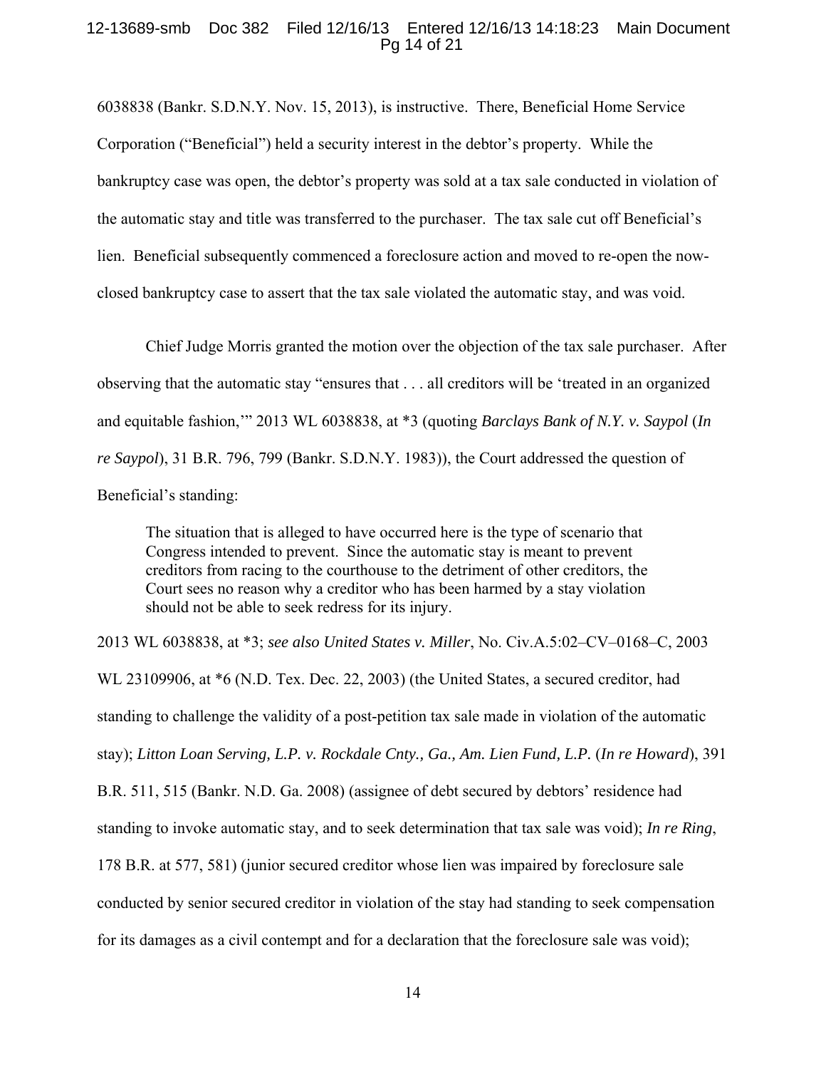6038838 (Bankr. S.D.N.Y. Nov. 15, 2013), is instructive. There, Beneficial Home Service Corporation ("Beneficial") held a security interest in the debtor's property. While the bankruptcy case was open, the debtor's property was sold at a tax sale conducted in violation of the automatic stay and title was transferred to the purchaser. The tax sale cut off Beneficial's lien. Beneficial subsequently commenced a foreclosure action and moved to re-open the now-closed bankruptcy case to assert that the tax sale violated the automatic stay, and was void.

Chief Judge Morris granted the motion over the objection of the tax sale purchaser. After observing that the automatic stay "ensures that . . . all creditors will be 'treated in an organized and equitable fashion,'" 2013 WL 6038838, at *3 (quoting *Barclays Bank of N.Y. v. Saypol* (*In re Saypol*), 31 B.R. 796, 799 (Bankr. S.D.N.Y. 1983)), the Court addressed the question of Beneficial's standing:

> The situation that is alleged to have occurred here is the type of scenario that Congress intended to prevent. Since the automatic stay is meant to prevent creditors from racing to the courthouse to the detriment of other creditors, the Court sees no reason why a creditor who has been harmed by a stay violation should not be able to seek redress for its injury.

2013 WL 6038838, at *3; *see also United States v. Miller*, No. Civ.A.5:02–CV–0168–C, 2003 WL 23109906, at *6 (N.D. Tex. Dec. 22, 2003) (the United States, a secured creditor, had standing to challenge the validity of a post-petition tax sale made in violation of the automatic stay); *Litton Loan Serving, L.P. v. Rockdale Cnty., Ga., Am. Lien Fund, L.P.* (*In re Howard*), 391 B.R. 511, 515 (Bankr. N.D. Ga. 2008) (assignee of debt secured by debtors' residence had standing to invoke automatic stay, and to seek determination that tax sale was void); *In re Ring*, 178 B.R. at 577, 581) (junior secured creditor whose lien was impaired by foreclosure sale conducted by senior secured creditor in violation of the stay had standing to seek compensation for its damages as a civil contempt and for a declaration that the foreclosure sale was void);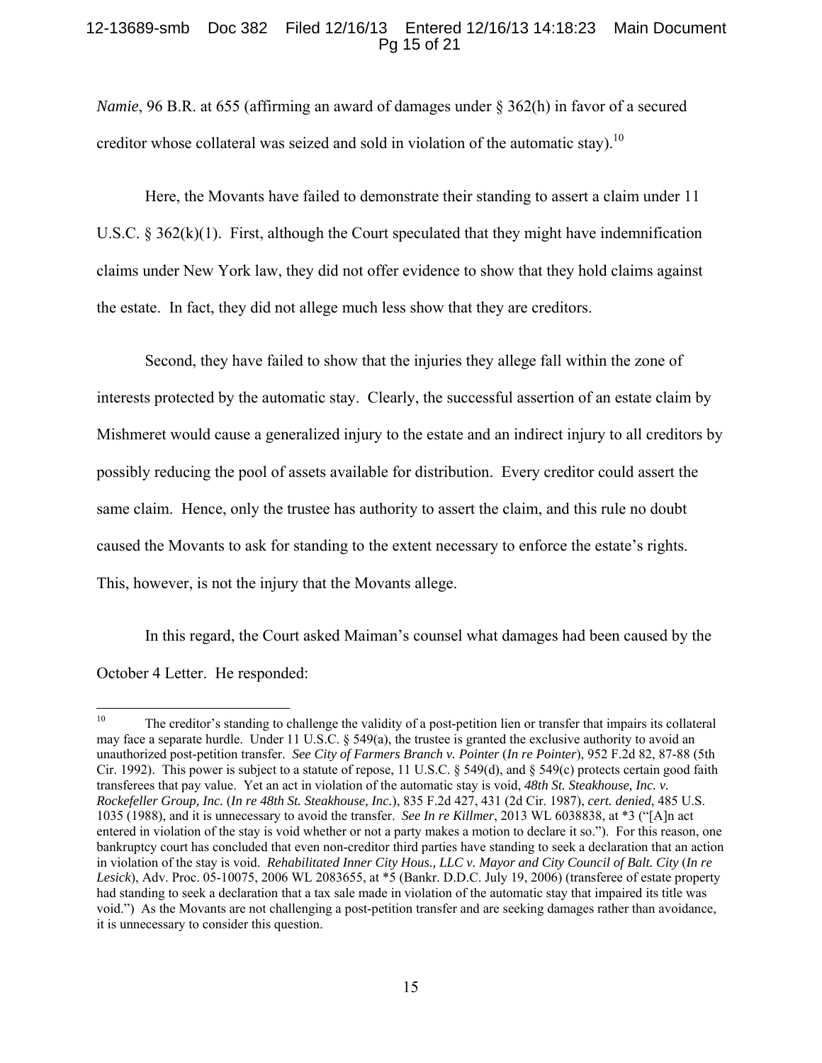*Namie*, 96 B.R. at 655 (affirming an award of damages under § 362(h) in favor of a secured creditor whose collateral was seized and sold in violation of the automatic stay).[10]

Here, the Movants have failed to demonstrate their standing to assert a claim under 11 U.S.C. § 362(k)(1). First, although the Court speculated that they might have indemnification claims under New York law, they did not offer evidence to show that they hold claims against the estate. In fact, they did not allege much less show that they are creditors.

Second, they have failed to show that the injuries they allege fall within the zone of interests protected by the automatic stay. Clearly, the successful assertion of an estate claim by Mishmeret would cause a generalized injury to the estate and an indirect injury to all creditors by possibly reducing the pool of assets available for distribution. Every creditor could assert the same claim. Hence, only the trustee has authority to assert the claim, and this rule no doubt caused the Movants to ask for standing to the extent necessary to enforce the estate's rights. This, however, is not the injury that the Movants allege.

In this regard, the Court asked Maiman's counsel what damages had been caused by the October 4 Letter. He responded:

---

[10] The creditor's standing to challenge the validity of a post-petition lien or transfer that impairs its collateral may face a separate hurdle. Under 11 U.S.C. § 549(a), the trustee is granted the exclusive authority to avoid an unauthorized post-petition transfer. *See City of Farmers Branch v. Pointer* (*In re Pointer*), 952 F.2d 82, 87-88 (5th Cir. 1992). This power is subject to a statute of repose, 11 U.S.C. § 549(d), and § 549(c) protects certain good faith transferees that pay value. Yet an act in violation of the automatic stay is void, *48th St. Steakhouse, Inc. v. Rockefeller Group, Inc.* (*In re 48th St. Steakhouse, Inc.*), 835 F.2d 427, 431 (2d Cir. 1987), *cert. denied*, 485 U.S. 1035 (1988), and it is unnecessary to avoid the transfer. *See In re Killmer*, 2013 WL 6038838, at *3 ("[A]n act entered in violation of the stay is void whether or not a party makes a motion to declare it so."). For this reason, one bankruptcy court has concluded that even non-creditor third parties have standing to seek a declaration that an action in violation of the stay is void. *Rehabilitated Inner City Hous., LLC v. Mayor and City Council of Balt. City* (*In re Lesick*), Adv. Proc. 05-10075, 2006 WL 2083655, at *5 (Bankr. D.D.C. July 19, 2006) (transferee of estate property had standing to seek a declaration that a tax sale made in violation of the automatic stay that impaired its title was void.") As the Movants are not challenging a post-petition transfer and are seeking damages rather than avoidance, it is unnecessary to consider this question.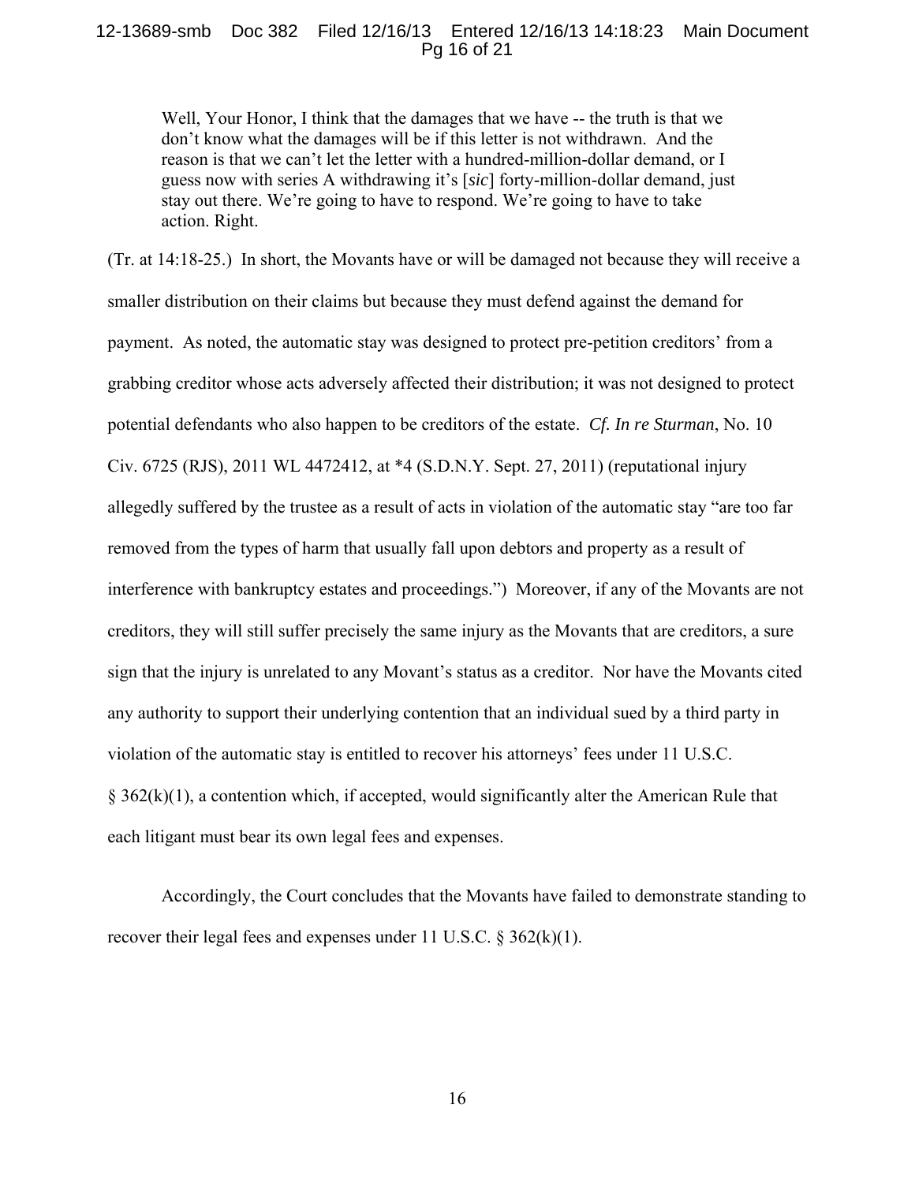> Well, Your Honor, I think that the damages that we have -- the truth is that we don't know what the damages will be if this letter is not withdrawn. And the reason is that we can't let the letter with a hundred-million-dollar demand, or I guess now with series A withdrawing it's [*sic*] forty-million-dollar demand, just stay out there. We're going to have to respond. We're going to have to take action. Right.

(Tr. at 14:18-25.) In short, the Movants have or will be damaged not because they will receive a smaller distribution on their claims but because they must defend against the demand for payment. As noted, the automatic stay was designed to protect pre-petition creditors' from a grabbing creditor whose acts adversely affected their distribution; it was not designed to protect potential defendants who also happen to be creditors of the estate. *Cf. In re Sturman*, No. 10 Civ. 6725 (RJS), 2011 WL 4472412, at *4 (S.D.N.Y. Sept. 27, 2011) (reputational injury allegedly suffered by the trustee as a result of acts in violation of the automatic stay "are too far removed from the types of harm that usually fall upon debtors and property as a result of interference with bankruptcy estates and proceedings.") Moreover, if any of the Movants are not creditors, they will still suffer precisely the same injury as the Movants that are creditors, a sure sign that the injury is unrelated to any Movant's status as a creditor. Nor have the Movants cited any authority to support their underlying contention that an individual sued by a third party in violation of the automatic stay is entitled to recover his attorneys' fees under 11 U.S.C. § 362(k)(1), a contention which, if accepted, would significantly alter the American Rule that each litigant must bear its own legal fees and expenses.

Accordingly, the Court concludes that the Movants have failed to demonstrate standing to recover their legal fees and expenses under 11 U.S.C. § 362(k)(1).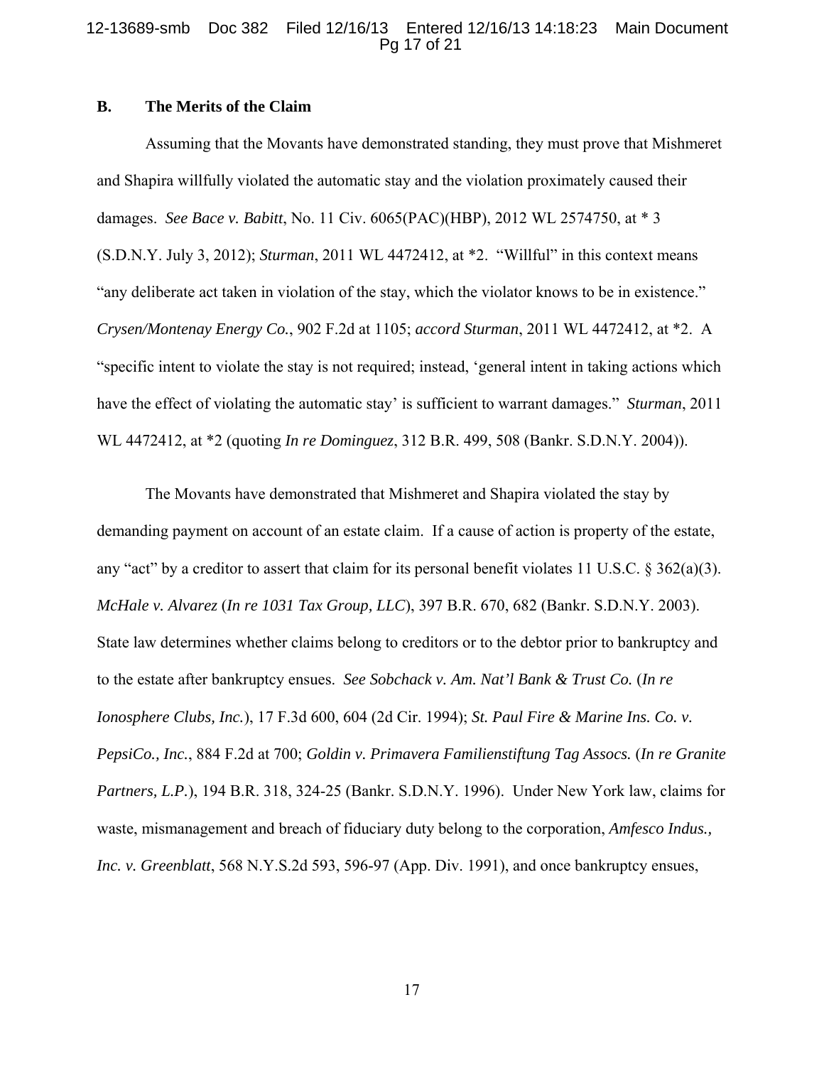### B. The Merits of the Claim

Assuming that the Movants have demonstrated standing, they must prove that Mishmeret and Shapira willfully violated the automatic stay and the violation proximately caused their damages. *See Bace v. Babitt*, No. 11 Civ. 6065(PAC)(HBP), 2012 WL 2574750, at * 3 (S.D.N.Y. July 3, 2012); *Sturman*, 2011 WL 4472412, at *2. "Willful" in this context means "any deliberate act taken in violation of the stay, which the violator knows to be in existence." *Crysen/Montenay Energy Co.*, 902 F.2d at 1105; *accord Sturman*, 2011 WL 4472412, at *2. A "specific intent to violate the stay is not required; instead, 'general intent in taking actions which have the effect of violating the automatic stay' is sufficient to warrant damages." *Sturman*, 2011 WL 4472412, at *2 (quoting *In re Dominguez*, 312 B.R. 499, 508 (Bankr. S.D.N.Y. 2004)).

The Movants have demonstrated that Mishmeret and Shapira violated the stay by demanding payment on account of an estate claim. If a cause of action is property of the estate, any "act" by a creditor to assert that claim for its personal benefit violates 11 U.S.C. § 362(a)(3). *McHale v. Alvarez* (*In re 1031 Tax Group, LLC*), 397 B.R. 670, 682 (Bankr. S.D.N.Y. 2003). State law determines whether claims belong to creditors or to the debtor prior to bankruptcy and to the estate after bankruptcy ensues. *See Sobchack v. Am. Nat'l Bank & Trust Co.* (*In re Ionosphere Clubs, Inc.*), 17 F.3d 600, 604 (2d Cir. 1994); *St. Paul Fire & Marine Ins. Co. v. PepsiCo., Inc.*, 884 F.2d at 700; *Goldin v. Primavera Familienstiftung Tag Assocs.* (*In re Granite Partners, L.P.*), 194 B.R. 318, 324-25 (Bankr. S.D.N.Y. 1996). Under New York law, claims for waste, mismanagement and breach of fiduciary duty belong to the corporation, *Amfesco Indus., Inc. v. Greenblatt*, 568 N.Y.S.2d 593, 596-97 (App. Div. 1991), and once bankruptcy ensues,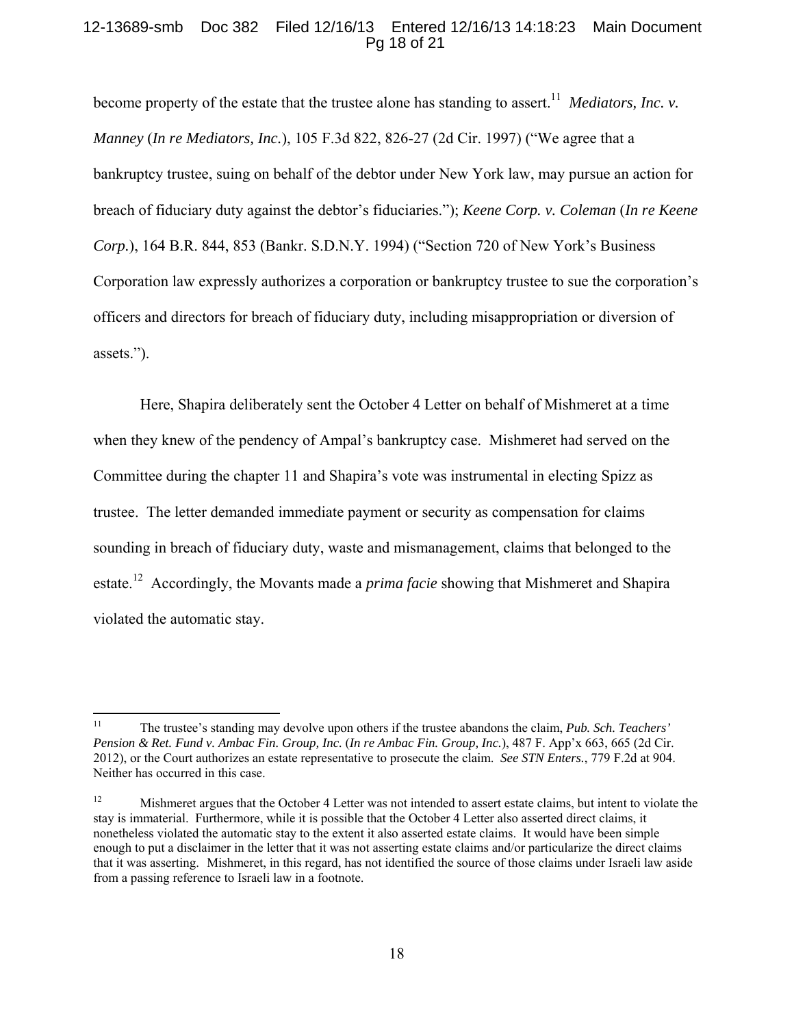become property of the estate that the trustee alone has standing to assert.[11] *Mediators, Inc. v. Manney* (*In re Mediators, Inc.*), 105 F.3d 822, 826-27 (2d Cir. 1997) ("We agree that a bankruptcy trustee, suing on behalf of the debtor under New York law, may pursue an action for breach of fiduciary duty against the debtor's fiduciaries."); *Keene Corp. v. Coleman* (*In re Keene Corp.*), 164 B.R. 844, 853 (Bankr. S.D.N.Y. 1994) ("Section 720 of New York's Business Corporation law expressly authorizes a corporation or bankruptcy trustee to sue the corporation's officers and directors for breach of fiduciary duty, including misappropriation or diversion of assets.").

Here, Shapira deliberately sent the October 4 Letter on behalf of Mishmeret at a time when they knew of the pendency of Ampal's bankruptcy case. Mishmeret had served on the Committee during the chapter 11 and Shapira's vote was instrumental in electing Spizz as trustee. The letter demanded immediate payment or security as compensation for claims sounding in breach of fiduciary duty, waste and mismanagement, claims that belonged to the estate.[12] Accordingly, the Movants made a *prima facie* showing that Mishmeret and Shapira violated the automatic stay.

---

[11] The trustee's standing may devolve upon others if the trustee abandons the claim, *Pub. Sch. Teachers' Pension & Ret. Fund v. Ambac Fin. Group, Inc.* (*In re Ambac Fin. Group, Inc.*), 487 F. App'x 663, 665 (2d Cir. 2012), or the Court authorizes an estate representative to prosecute the claim. *See STN Enters.*, 779 F.2d at 904. Neither has occurred in this case.

[12] Mishmeret argues that the October 4 Letter was not intended to assert estate claims, but intent to violate the stay is immaterial. Furthermore, while it is possible that the October 4 Letter also asserted direct claims, it nonetheless violated the automatic stay to the extent it also asserted estate claims. It would have been simple enough to put a disclaimer in the letter that it was not asserting estate claims and/or particularize the direct claims that it was asserting. Mishmeret, in this regard, has not identified the source of those claims under Israeli law aside from a passing reference to Israeli law in a footnote.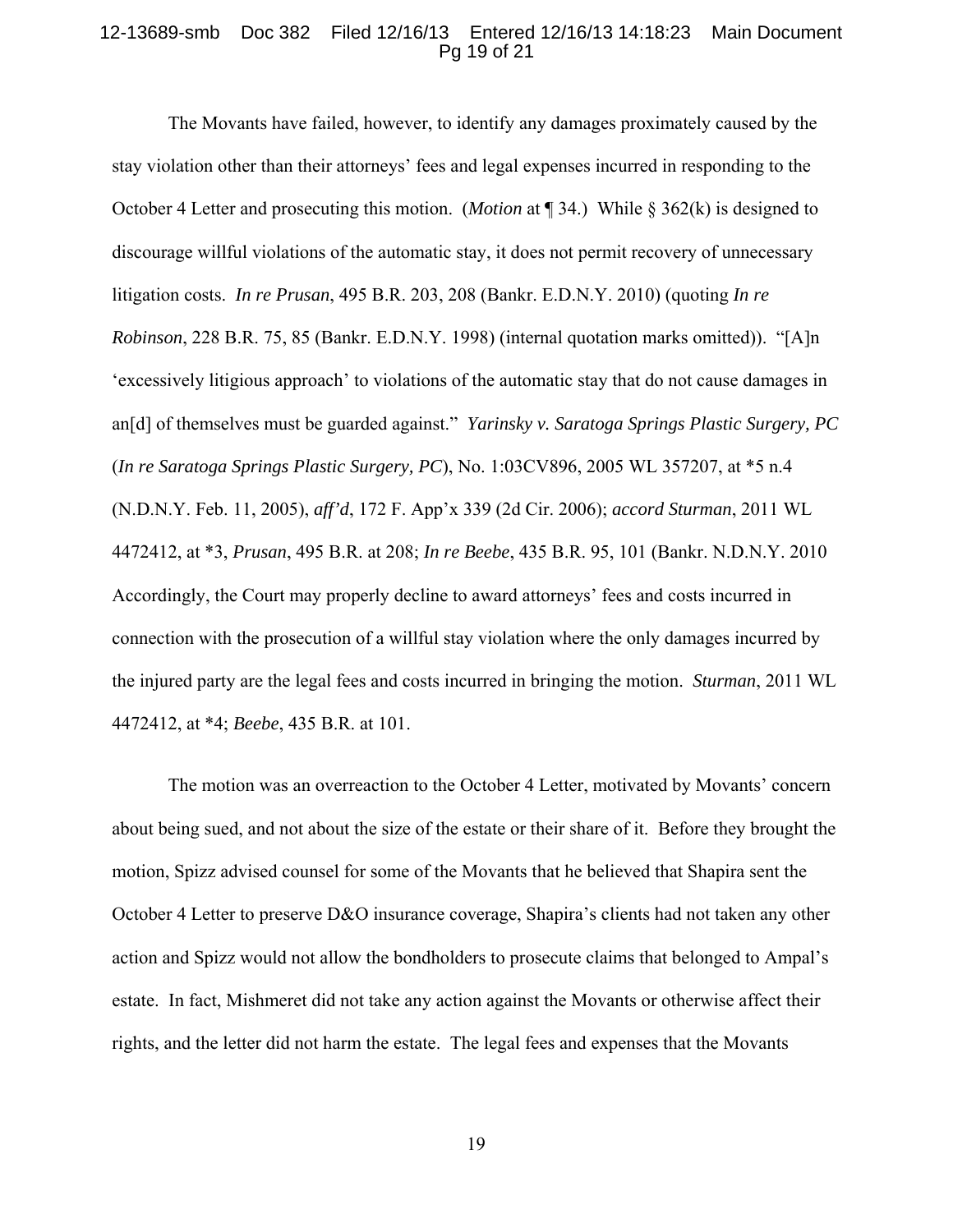The Movants have failed, however, to identify any damages proximately caused by the stay violation other than their attorneys' fees and legal expenses incurred in responding to the October 4 Letter and prosecuting this motion. (*Motion* at ¶ 34.) While § 362(k) is designed to discourage willful violations of the automatic stay, it does not permit recovery of unnecessary litigation costs. *In re Prusan*, 495 B.R. 203, 208 (Bankr. E.D.N.Y. 2010) (quoting *In re Robinson*, 228 B.R. 75, 85 (Bankr. E.D.N.Y. 1998) (internal quotation marks omitted)). "[A]n 'excessively litigious approach' to violations of the automatic stay that do not cause damages in an[d] of themselves must be guarded against." *Yarinsky v. Saratoga Springs Plastic Surgery, PC* (*In re Saratoga Springs Plastic Surgery, PC*), No. 1:03CV896, 2005 WL 357207, at *5 n.4 (N.D.N.Y. Feb. 11, 2005), *aff'd*, 172 F. App'x 339 (2d Cir. 2006); *accord Sturman*, 2011 WL 4472412, at *3, *Prusan*, 495 B.R. at 208; *In re Beebe*, 435 B.R. 95, 101 (Bankr. N.D.N.Y. 2010 Accordingly, the Court may properly decline to award attorneys' fees and costs incurred in connection with the prosecution of a willful stay violation where the only damages incurred by the injured party are the legal fees and costs incurred in bringing the motion. *Sturman*, 2011 WL 4472412, at *4; *Beebe*, 435 B.R. at 101.

The motion was an overreaction to the October 4 Letter, motivated by Movants' concern about being sued, and not about the size of the estate or their share of it. Before they brought the motion, Spizz advised counsel for some of the Movants that he believed that Shapira sent the October 4 Letter to preserve D&O insurance coverage, Shapira's clients had not taken any other action and Spizz would not allow the bondholders to prosecute claims that belonged to Ampal's estate. In fact, Mishmeret did not take any action against the Movants or otherwise affect their rights, and the letter did not harm the estate. The legal fees and expenses that the Movants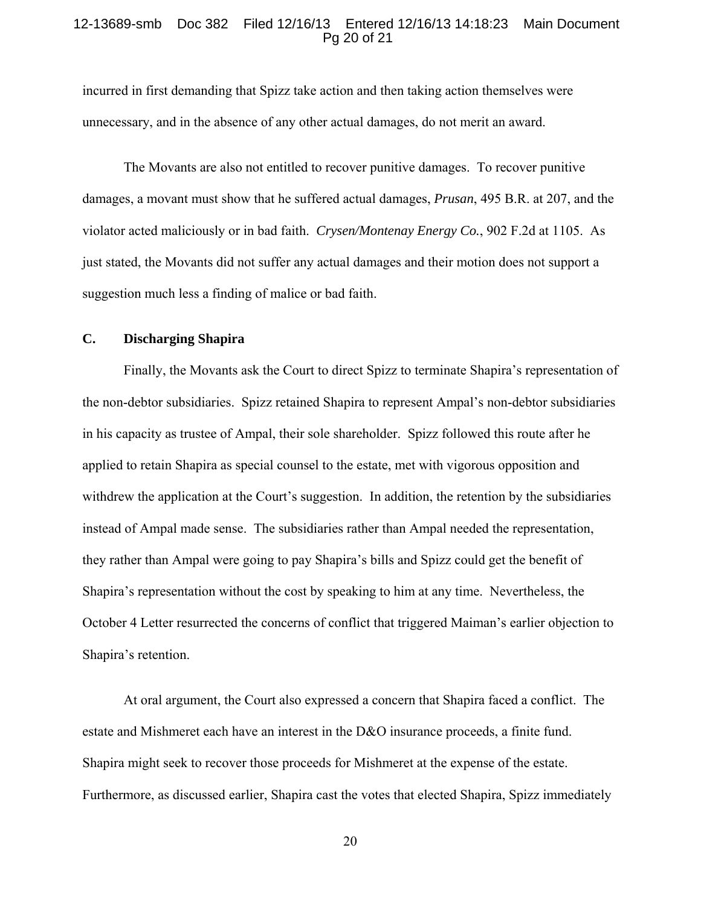incurred in first demanding that Spizz take action and then taking action themselves were unnecessary, and in the absence of any other actual damages, do not merit an award.

The Movants are also not entitled to recover punitive damages. To recover punitive damages, a movant must show that he suffered actual damages, *Prusan*, 495 B.R. at 207, and the violator acted maliciously or in bad faith. *Crysen/Montenay Energy Co.*, 902 F.2d at 1105. As just stated, the Movants did not suffer any actual damages and their motion does not support a suggestion much less a finding of malice or bad faith.

### C. Discharging Shapira

Finally, the Movants ask the Court to direct Spizz to terminate Shapira's representation of the non-debtor subsidiaries. Spizz retained Shapira to represent Ampal's non-debtor subsidiaries in his capacity as trustee of Ampal, their sole shareholder. Spizz followed this route after he applied to retain Shapira as special counsel to the estate, met with vigorous opposition and withdrew the application at the Court's suggestion. In addition, the retention by the subsidiaries instead of Ampal made sense. The subsidiaries rather than Ampal needed the representation, they rather than Ampal were going to pay Shapira's bills and Spizz could get the benefit of Shapira's representation without the cost by speaking to him at any time. Nevertheless, the October 4 Letter resurrected the concerns of conflict that triggered Maiman's earlier objection to Shapira's retention.

At oral argument, the Court also expressed a concern that Shapira faced a conflict. The estate and Mishmeret each have an interest in the D&O insurance proceeds, a finite fund. Shapira might seek to recover those proceeds for Mishmeret at the expense of the estate. Furthermore, as discussed earlier, Shapira cast the votes that elected Shapira, Spizz immediately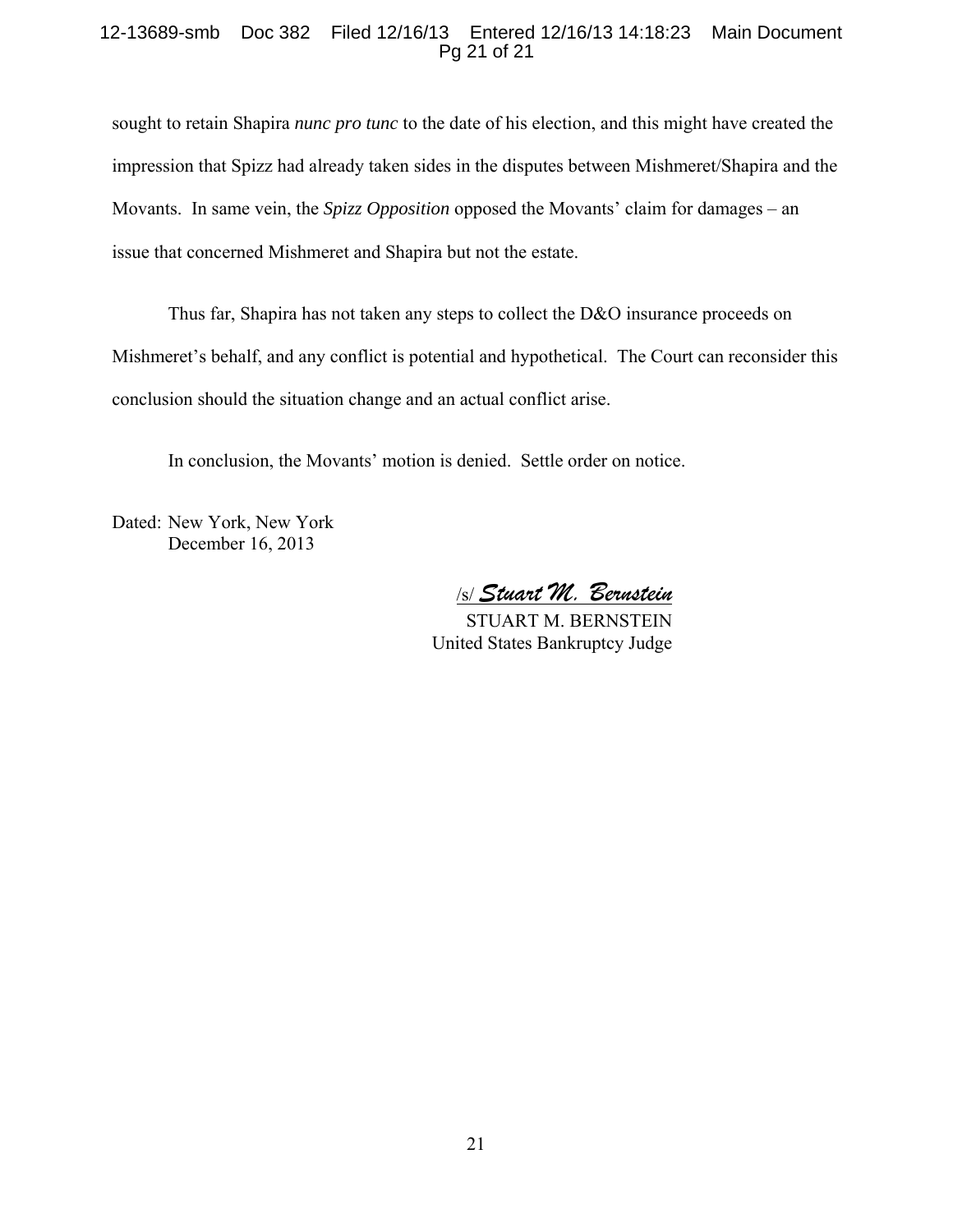sought to retain Shapira *nunc pro tunc* to the date of his election, and this might have created the impression that Spizz had already taken sides in the disputes between Mishmeret/Shapira and the Movants. In same vein, the *Spizz Opposition* opposed the Movants' claim for damages – an issue that concerned Mishmeret and Shapira but not the estate.

Thus far, Shapira has not taken any steps to collect the D&O insurance proceeds on Mishmeret's behalf, and any conflict is potential and hypothetical. The Court can reconsider this conclusion should the situation change and an actual conflict arise.

In conclusion, the Movants' motion is denied. Settle order on notice.

Dated: New York, New York
December 16, 2013

/s/ *Stuart M. Bernstein*
STUART M. BERNSTEIN
United States Bankruptcy Judge